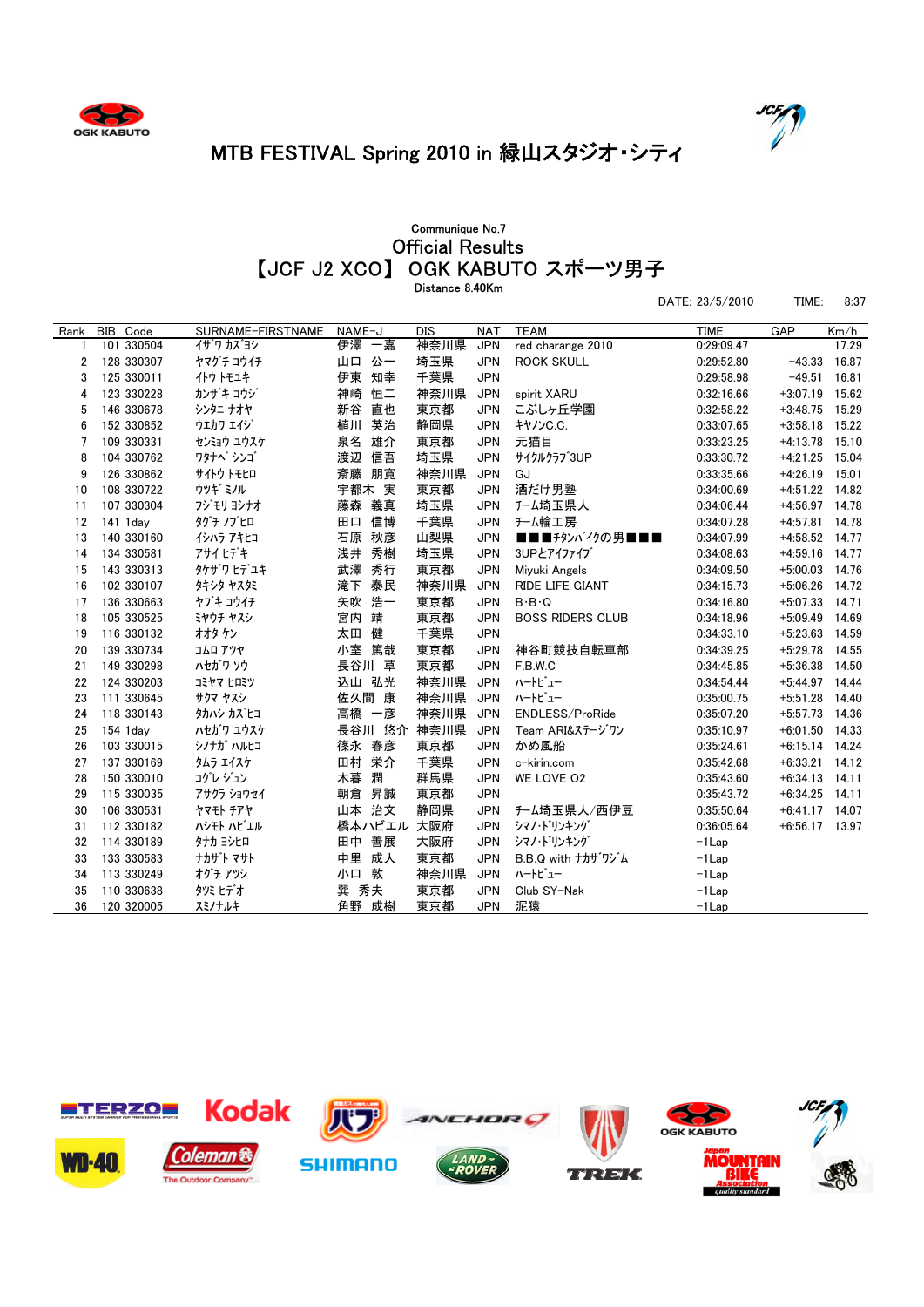# MTB FESTIVAL Spring 2010 in 緑山スタジオ・シティ

Communique No.7

## Official Results

## 【JCF J2 XCO】 OGK KABUTO スポーツ男子

Distance 8.40Km

DATE: 23/5/2010 TIME: 8:37

| Rank | BIB | Code | SURNAME-FIRSTNAME | NAME-J | DIS | NAT | TEAM | TIME | GAP | Km/h |
|---|---|---|---|---|---|---|---|---|---|---|
| 1 | 101 | 330504 | ｲｻﾞﾜ ｶｽﾞﾖｼ | 伊澤 一嘉 | 神奈川県 | JPN | red charange 2010 | 0:29:09.47 | | 17.29 |
| 2 | 128 | 330307 | ﾔﾏｸﾞﾁ ｺｳｲﾁ | 山口 公一 | 埼玉県 | JPN | ROCK SKULL | 0:29:52.80 | +43.33 | 16.87 |
| 3 | 125 | 330011 | ｲﾄｳ ﾄﾓﾕｷ | 伊東 知幸 | 千葉県 | JPN | | 0:29:58.98 | +49.51 | 16.81 |
| 4 | 123 | 330228 | ｶﾝｻﾞｷ ｺｳｼﾞ | 神崎 恒二 | 神奈川県 | JPN | spirit XARU | 0:32:16.66 | +3:07.19 | 15.62 |
| 5 | 146 | 330678 | ｼﾝﾀﾆ ﾅｵﾔ | 新谷 直也 | 東京都 | JPN | こぶしヶ丘学園 | 0:32:58.22 | +3:48.75 | 15.29 |
| 6 | 152 | 330852 | ｳｴｶﾜ ｴｲｼﾞ | 植川 英治 | 静岡県 | JPN | ｷﾔﾉﾝC.C. | 0:33:07.65 | +3:58.18 | 15.22 |
| 7 | 109 | 330331 | ｾﾝﾐｮｳ ﾕｳｽｹ | 泉名 雄介 | 東京都 | JPN | 元猫目 | 0:33:23.25 | +4:13.78 | 15.10 |
| 8 | 104 | 330762 | ﾜﾀﾅﾍﾞ ｼﾝｺﾞ | 渡辺 信吾 | 埼玉県 | JPN | ｻｲｸﾙｸﾗﾌﾞ3UP | 0:33:30.72 | +4:21.25 | 15.04 |
| 9 | 126 | 330862 | ｻｲﾄｳ ﾄﾓﾋﾛ | 斎藤 朋寛 | 神奈川県 | JPN | GJ | 0:33:35.66 | +4:26.19 | 15.01 |
| 10 | 108 | 330722 | ｳﾂｷﾞ ﾐﾉﾙ | 宇都木 実 | 東京都 | JPN | 酒だけ男塾 | 0:34:00.69 | +4:51.22 | 14.82 |
| 11 | 107 | 330304 | ﾌｼﾞﾓﾘ ﾖｼﾅｵ | 藤森 義真 | 埼玉県 | JPN | ﾁｰﾑ埼玉県人 | 0:34:06.44 | +4:56.97 | 14.78 |
| 12 | 141 | 1day | ﾀｸﾞﾁ ﾉﾌﾞﾋﾛ | 田口 信博 | 千葉県 | JPN | ﾁｰﾑ輪工房 | 0:34:07.28 | +4:57.81 | 14.78 |
| 13 | 140 | 330160 | ｲｼﾊﾗ ｱｷﾋｺ | 石原 秋彦 | 山梨県 | JPN | ■■■ﾁﾀﾝﾊﾞｲｸの男■■■ | 0:34:07.99 | +4:58.52 | 14.77 |
| 14 | 134 | 330581 | ｱｻｲ ﾋﾃﾞｷ | 浅井 秀樹 | 埼玉県 | JPN | 3UPとｱｲﾌｧｲﾌﾞ | 0:34:08.63 | +4:59.16 | 14.77 |
| 15 | 143 | 330313 | ﾀｹｻﾞﾜ ﾋﾃﾞﾕｷ | 武澤 秀行 | 東京都 | JPN | Miyuki Angels | 0:34:09.50 | +5:00.03 | 14.76 |
| 16 | 102 | 330107 | ﾀｷｼﾀ ﾔｽﾀﾐ | 滝下 泰民 | 神奈川県 | JPN | RIDE LIFE GIANT | 0:34:15.73 | +5:06.26 | 14.72 |
| 17 | 136 | 330663 | ﾔﾌﾞｷ ｺｳｲﾁ | 矢吹 浩一 | 東京都 | JPN | B･B･Q | 0:34:16.80 | +5:07.33 | 14.71 |
| 18 | 105 | 330525 | ﾐﾔｳﾁ ﾔｽｼ | 宮内 靖 | 東京都 | JPN | BOSS RIDERS CLUB | 0:34:18.96 | +5:09.49 | 14.69 |
| 19 | 116 | 330132 | ｵｵﾀ ｹﾝ | 太田 健 | 千葉県 | JPN | | 0:34:33.10 | +5:23.63 | 14.59 |
| 20 | 139 | 330734 | ｺﾑﾛ ｱﾂﾔ | 小室 篤哉 | 東京都 | JPN | 神谷町競技自転車部 | 0:34:39.25 | +5:29.78 | 14.55 |
| 21 | 149 | 330298 | ﾊｾｶﾞﾜ ｿｳ | 長谷川 草 | 東京都 | JPN | F.B.W.C | 0:34:45.85 | +5:36.38 | 14.50 |
| 22 | 124 | 330203 | ｺﾐﾔﾏ ﾋﾛﾐﾂ | 込山 弘光 | 神奈川県 | JPN | ﾊｰﾄﾋﾞｭｰ | 0:34:54.44 | +5:44.97 | 14.44 |
| 23 | 111 | 330645 | ｻｸﾏ ﾔｽｼ | 佐久間 康 | 神奈川県 | JPN | ﾊｰﾄﾋﾞｭｰ | 0:35:00.75 | +5:51.28 | 14.40 |
| 24 | 118 | 330143 | ﾀｶﾊｼ ｶｽﾞﾋｺ | 高橋 一彦 | 神奈川県 | JPN | ENDLESS/ProRide | 0:35:07.20 | +5:57.73 | 14.36 |
| 25 | 154 | 1day | ﾊｾｶﾞﾜ ﾕｳｽｹ | 長谷川 悠介 | 神奈川県 | JPN | Team ARI&ｽﾃｰｼﾞﾜﾝ | 0:35:10.97 | +6:01.50 | 14.33 |
| 26 | 103 | 330015 | ｼﾉﾅｶﾞ ﾊﾙﾋｺ | 篠永 春彦 | 東京都 | JPN | かめ風船 | 0:35:24.61 | +6:15.14 | 14.24 |
| 27 | 137 | 330169 | ﾀﾑﾗ ｴｲｽｹ | 田村 栄介 | 千葉県 | JPN | c-kirin.com | 0:35:42.68 | +6:33.21 | 14.12 |
| 28 | 150 | 330010 | ｺｸﾞﾚ ｼﾞｭﾝ | 木暮 潤 | 群馬県 | JPN | WE LOVE O2 | 0:35:43.60 | +6:34.13 | 14.11 |
| 29 | 115 | 330035 | ｱｻｸﾗ ｼｮｳｾｲ | 朝倉 昇誠 | 東京都 | JPN | | 0:35:43.72 | +6:34.25 | 14.11 |
| 30 | 106 | 330531 | ﾔﾏﾓﾄ ﾁｱｷ | 山本 治文 | 静岡県 | JPN | ﾁｰﾑ埼玉県人/西伊豆 | 0:35:50.64 | +6:41.17 | 14.07 |
| 31 | 112 | 330182 | ﾊｼﾓﾄ ﾊﾋﾟｴﾙ | 橋本ハピエル | 大阪府 | JPN | ｼﾏﾉ･ﾄﾞﾘﾝｷﾝｸﾞ | 0:36:05.64 | +6:56.17 | 13.97 |
| 32 | 114 | 330189 | ﾀﾅｶ ﾖｼﾋﾛ | 田中 善展 | 大阪府 | JPN | ｼﾏﾉ･ﾄﾞﾘﾝｷﾝｸﾞ | -1Lap | | |
| 33 | 133 | 330583 | ﾅｶｻﾞﾄ ﾏｻﾄ | 中里 成人 | 東京都 | JPN | B.B.Q with ﾅｶｻﾞﾜｼﾞﾑ | -1Lap | | |
| 34 | 113 | 330249 | ｵｸﾞﾁ ｱﾂｼ | 小口 敦 | 神奈川県 | JPN | ﾊｰﾄﾋﾞｭｰ | -1Lap | | |
| 35 | 110 | 330638 | ﾀﾂﾐ ﾋﾃﾞｵ | 巽 秀夫 | 東京都 | JPN | Club SY-Nak | -1Lap | | |
| 36 | 120 | 320005 | ｽﾐﾉﾅﾙｷ | 角野 成樹 | 東京都 | JPN | 泥猿 | -1Lap | | |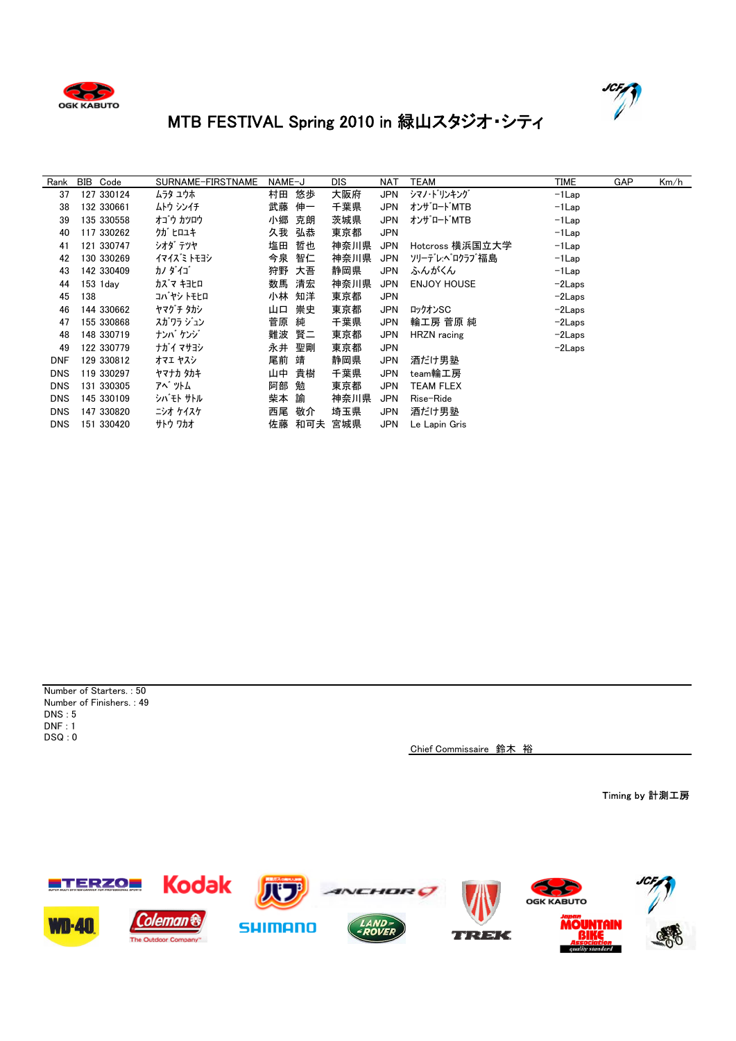# MTB FESTIVAL Spring 2010 in 緑山スタジオ・シティ

| Rank | BIB | Code | SURNAME-FIRSTNAME | NAME-J | DIS | NAT | TEAM | TIME | GAP | Km/h |
|---|---|---|---|---|---|---|---|---|---|---|
| 37 | 127 | 330124 | ﾑﾗﾀ ﾕｳﾎ | 村田 悠歩 | 大阪府 | JPN | ｼﾏﾉ･ﾄﾞﾘﾝｷﾝｸﾞ | -1Lap | | |
| 38 | 132 | 330661 | ﾑﾄｳ ｼﾝｲﾁ | 武藤 伸一 | 千葉県 | JPN | ｵﾝｻﾞﾛｰﾄﾞMTB | -1Lap | | |
| 39 | 135 | 330558 | ｵｺﾞｳ ｶﾂﾛｳ | 小郷 克朗 | 茨城県 | JPN | ｵﾝｻﾞﾛｰﾄﾞMTB | -1Lap | | |
| 40 | 117 | 330262 | ｸｶﾞ ﾋﾛﾕｷ | 久我 弘恭 | 東京都 | JPN | | -1Lap | | |
| 41 | 121 | 330747 | ｼｵﾀﾞ ﾃﾂﾔ | 塩田 哲也 | 神奈川県 | JPN | Hotcross 横浜国立大学 | -1Lap | | |
| 42 | 130 | 330269 | ｲﾏｲｽﾞﾐ ﾄﾓﾖｼ | 今泉 智仁 | 神奈川県 | JPN | ｿﾘｰﾃﾞﾚ･ﾍﾟﾛｸﾗﾌﾞ福島 | -1Lap | | |
| 43 | 142 | 330409 | ｶﾉ ﾀﾞｲｺﾞ | 狩野 大吾 | 静岡県 | JPN | ふんがくん | -1Lap | | |
| 44 | 153 | 1day | ｶｽﾞﾏ ｷﾖﾋﾛ | 数馬 清宏 | 神奈川県 | JPN | ENJOY HOUSE | -2Laps | | |
| 45 | 138 | | ｺﾊﾞﾔｼ ﾄﾓﾋﾛ | 小林 知洋 | 東京都 | JPN | | -2Laps | | |
| 46 | 144 | 330662 | ﾔﾏｸﾞﾁ ﾀｶｼ | 山口 崇史 | 東京都 | JPN | ﾛｯｸｵﾝSC | -2Laps | | |
| 47 | 155 | 330868 | ｽｶﾞﾜﾗ ｼﾞｭﾝ | 菅原 純 | 千葉県 | JPN | 輪工房 菅原 純 | -2Laps | | |
| 48 | 148 | 330719 | ﾅﾝﾊﾞ ｹﾝｼﾞ | 難波 賢二 | 東京都 | JPN | HRZN racing | -2Laps | | |
| 49 | 122 | 330779 | ﾅｶﾞｲ ﾏｻﾖｼ | 永井 聖剛 | 東京都 | JPN | | -2Laps | | |
| DNF | 129 | 330812 | ｵﾏｴ ﾔｽｼ | 尾前 靖 | 静岡県 | JPN | 酒だけ男塾 | | | |
| DNS | 119 | 330297 | ﾔﾏﾅｶ ﾀｶｷ | 山中 貴樹 | 千葉県 | JPN | team輪工房 | | | |
| DNS | 131 | 330305 | ｱﾍﾞ ﾂﾄﾑ | 阿部 勉 | 東京都 | JPN | TEAM FLEX | | | |
| DNS | 145 | 330109 | ｼﾊﾞﾓﾄ ｻﾄﾙ | 柴本 諭 | 神奈川県 | JPN | Rise-Ride | | | |
| DNS | 147 | 330820 | ﾆｼｵ ｹｲｽｹ | 西尾 敬介 | 埼玉県 | JPN | 酒だけ男塾 | | | |
| DNS | 151 | 330420 | ｻﾄｳ ﾜｶｵ | 佐藤 和可夫 | 宮城県 | JPN | Le Lapin Gris | | | |

Number of Starters. : 50
Number of Finishers. : 49
DNS : 5
DNF : 1
DSQ : 0

Chief Commissaire 鈴木 裕

Timing by 計測工房